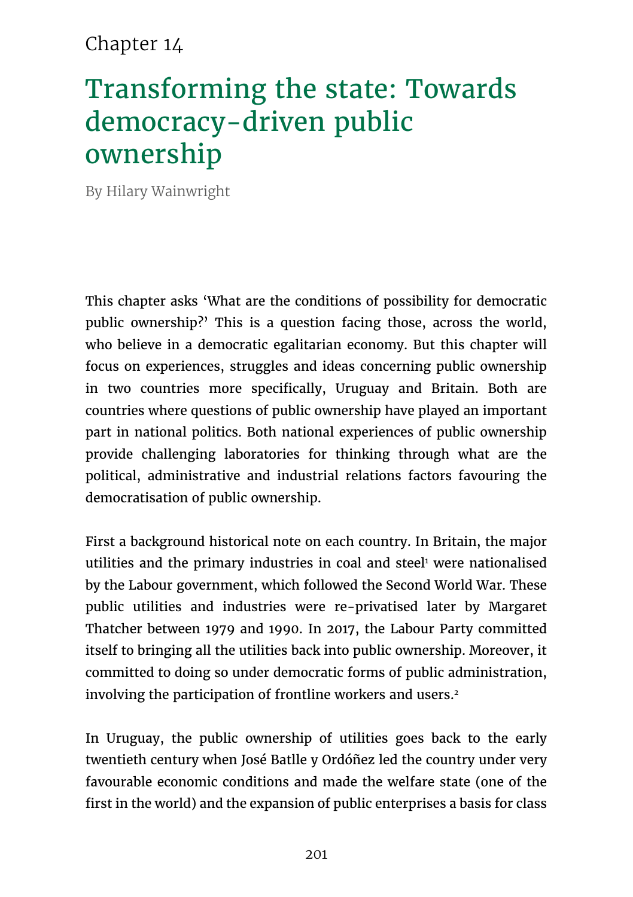Chapter 14

# Transforming the state: Towards democracy-driven public ownership

By Hilary Wainwright

This chapter asks 'What are the conditions of possibility for democratic public ownership?' This is a question facing those, across the world, who believe in a democratic egalitarian economy. But this chapter will focus on experiences, struggles and ideas concerning public ownership in two countries more specifically, Uruguay and Britain. Both are countries where questions of public ownership have played an important part in national politics. Both national experiences of public ownership provide challenging laboratories for thinking through what are the political, administrative and industrial relations factors favouring the democratisation of public ownership.

First a background historical note on each country. In Britain, the major utilities and the primary industries in coal and steel[1] were nationalised by the Labour government, which followed the Second World War. These public utilities and industries were re-privatised later by Margaret Thatcher between 1979 and 1990. In 2017, the Labour Party committed itself to bringing all the utilities back into public ownership. Moreover, it committed to doing so under democratic forms of public administration, involving the participation of frontline workers and users.[2]

In Uruguay, the public ownership of utilities goes back to the early twentieth century when José Batlle y Ordóñez led the country under very favourable economic conditions and made the welfare state (one of the first in the world) and the expansion of public enterprises a basis for class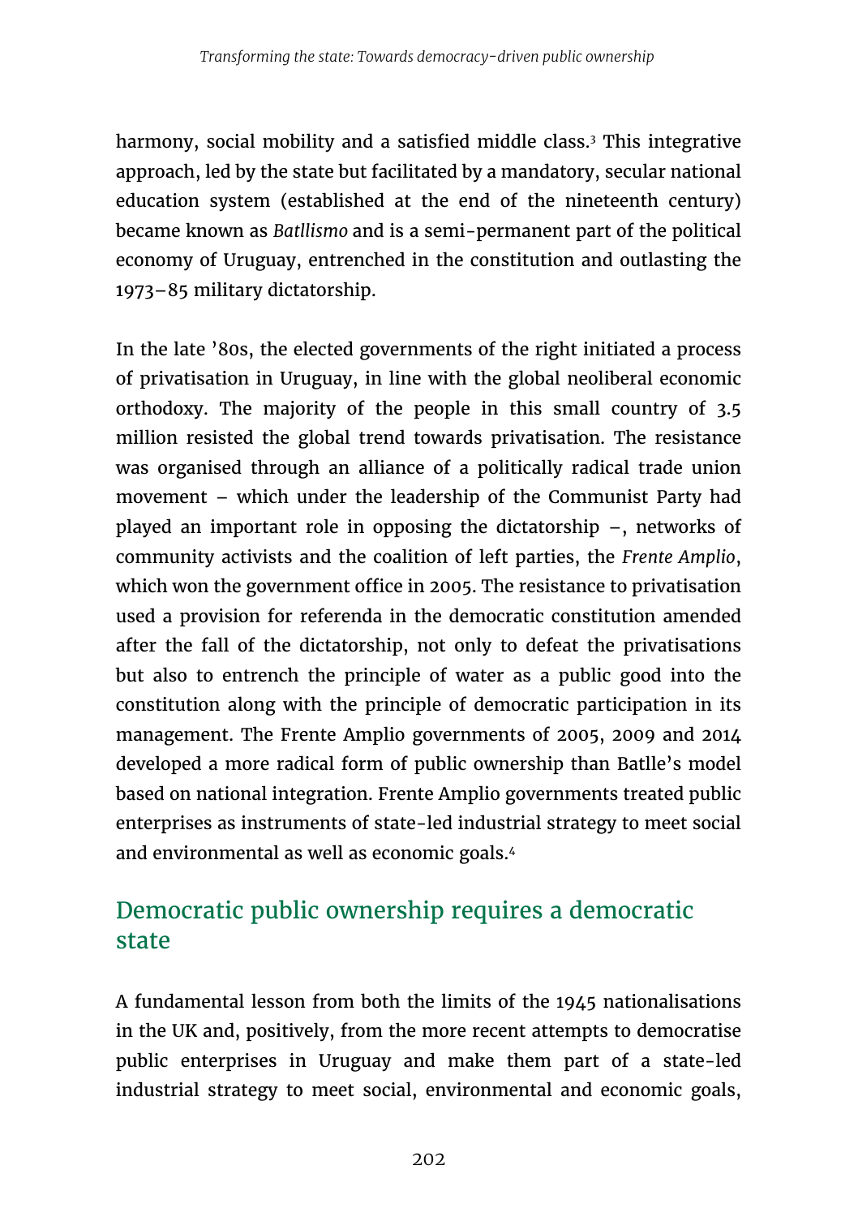harmony, social mobility and a satisfied middle class.[3] This integrative approach, led by the state but facilitated by a mandatory, secular national education system (established at the end of the nineteenth century) became known as *Batllismo* and is a semi-permanent part of the political economy of Uruguay, entrenched in the constitution and outlasting the 1973–85 military dictatorship.

In the late '80s, the elected governments of the right initiated a process of privatisation in Uruguay, in line with the global neoliberal economic orthodoxy. The majority of the people in this small country of 3.5 million resisted the global trend towards privatisation. The resistance was organised through an alliance of a politically radical trade union movement – which under the leadership of the Communist Party had played an important role in opposing the dictatorship –, networks of community activists and the coalition of left parties, the *Frente Amplio*, which won the government office in 2005. The resistance to privatisation used a provision for referenda in the democratic constitution amended after the fall of the dictatorship, not only to defeat the privatisations but also to entrench the principle of water as a public good into the constitution along with the principle of democratic participation in its management. The Frente Amplio governments of 2005, 2009 and 2014 developed a more radical form of public ownership than Batlle's model based on national integration. Frente Amplio governments treated public enterprises as instruments of state-led industrial strategy to meet social and environmental as well as economic goals.[4]

## Democratic public ownership requires a democratic state

A fundamental lesson from both the limits of the 1945 nationalisations in the UK and, positively, from the more recent attempts to democratise public enterprises in Uruguay and make them part of a state-led industrial strategy to meet social, environmental and economic goals,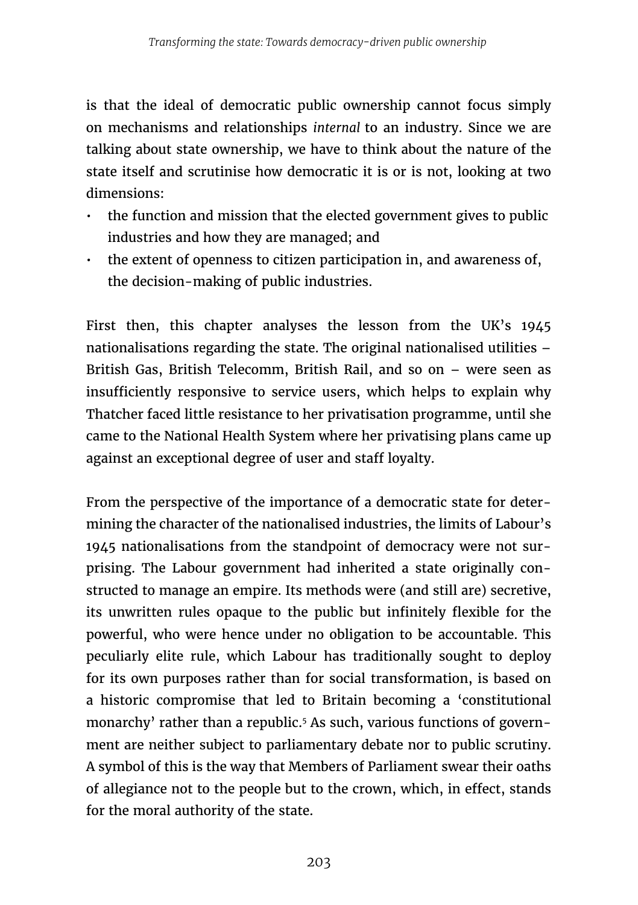is that the ideal of democratic public ownership cannot focus simply on mechanisms and relationships *internal* to an industry. Since we are talking about state ownership, we have to think about the nature of the state itself and scrutinise how democratic it is or is not, looking at two dimensions:

- the function and mission that the elected government gives to public industries and how they are managed; and
- the extent of openness to citizen participation in, and awareness of, the decision-making of public industries.

First then, this chapter analyses the lesson from the UK's 1945 nationalisations regarding the state. The original nationalised utilities – British Gas, British Telecomm, British Rail, and so on – were seen as insufficiently responsive to service users, which helps to explain why Thatcher faced little resistance to her privatisation programme, until she came to the National Health System where her privatising plans came up against an exceptional degree of user and staff loyalty.

From the perspective of the importance of a democratic state for determining the character of the nationalised industries, the limits of Labour's 1945 nationalisations from the standpoint of democracy were not surprising. The Labour government had inherited a state originally constructed to manage an empire. Its methods were (and still are) secretive, its unwritten rules opaque to the public but infinitely flexible for the powerful, who were hence under no obligation to be accountable. This peculiarly elite rule, which Labour has traditionally sought to deploy for its own purposes rather than for social transformation, is based on a historic compromise that led to Britain becoming a 'constitutional monarchy' rather than a republic.[5] As such, various functions of government are neither subject to parliamentary debate nor to public scrutiny. A symbol of this is the way that Members of Parliament swear their oaths of allegiance not to the people but to the crown, which, in effect, stands for the moral authority of the state.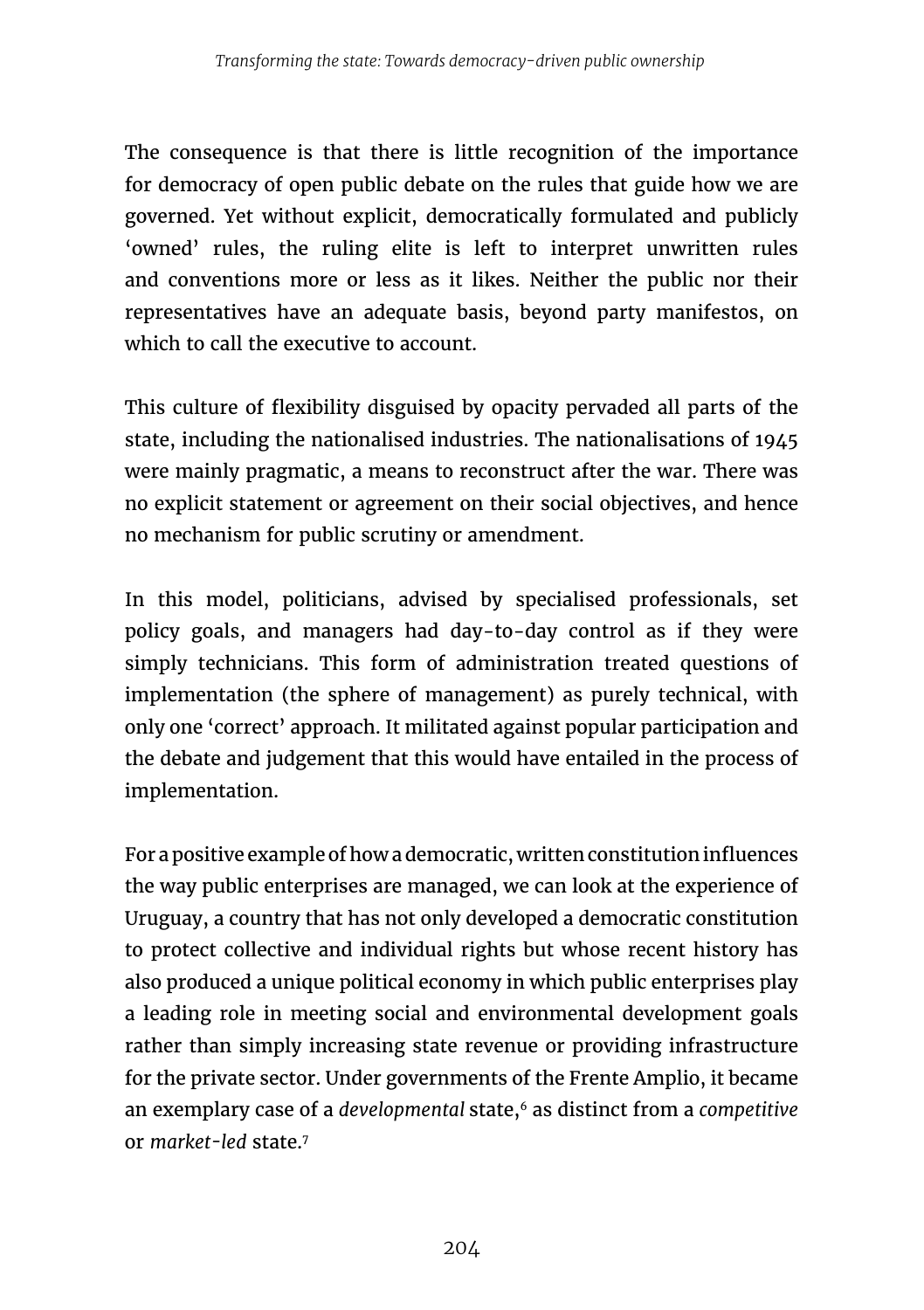The consequence is that there is little recognition of the importance for democracy of open public debate on the rules that guide how we are governed. Yet without explicit, democratically formulated and publicly 'owned' rules, the ruling elite is left to interpret unwritten rules and conventions more or less as it likes. Neither the public nor their representatives have an adequate basis, beyond party manifestos, on which to call the executive to account.

This culture of flexibility disguised by opacity pervaded all parts of the state, including the nationalised industries. The nationalisations of 1945 were mainly pragmatic, a means to reconstruct after the war. There was no explicit statement or agreement on their social objectives, and hence no mechanism for public scrutiny or amendment.

In this model, politicians, advised by specialised professionals, set policy goals, and managers had day-to-day control as if they were simply technicians. This form of administration treated questions of implementation (the sphere of management) as purely technical, with only one 'correct' approach. It militated against popular participation and the debate and judgement that this would have entailed in the process of implementation.

For a positive example of how a democratic, written constitution influences the way public enterprises are managed, we can look at the experience of Uruguay, a country that has not only developed a democratic constitution to protect collective and individual rights but whose recent history has also produced a unique political economy in which public enterprises play a leading role in meeting social and environmental development goals rather than simply increasing state revenue or providing infrastructure for the private sector. Under governments of the Frente Amplio, it became an exemplary case of a *developmental* state,[6] as distinct from a *competitive* or *market-led* state.[7]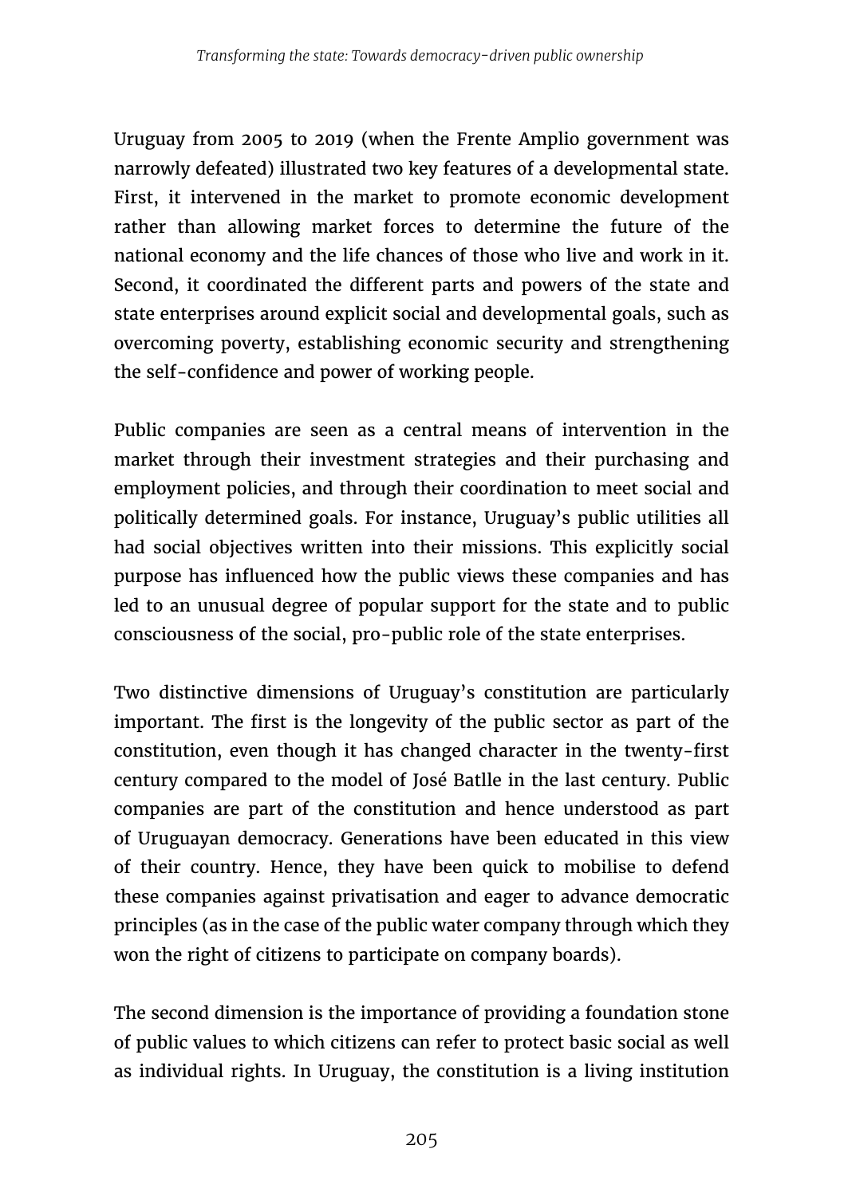Uruguay from 2005 to 2019 (when the Frente Amplio government was narrowly defeated) illustrated two key features of a developmental state. First, it intervened in the market to promote economic development rather than allowing market forces to determine the future of the national economy and the life chances of those who live and work in it. Second, it coordinated the different parts and powers of the state and state enterprises around explicit social and developmental goals, such as overcoming poverty, establishing economic security and strengthening the self-confidence and power of working people.

Public companies are seen as a central means of intervention in the market through their investment strategies and their purchasing and employment policies, and through their coordination to meet social and politically determined goals. For instance, Uruguay's public utilities all had social objectives written into their missions. This explicitly social purpose has influenced how the public views these companies and has led to an unusual degree of popular support for the state and to public consciousness of the social, pro-public role of the state enterprises.

Two distinctive dimensions of Uruguay's constitution are particularly important. The first is the longevity of the public sector as part of the constitution, even though it has changed character in the twenty-first century compared to the model of José Batlle in the last century. Public companies are part of the constitution and hence understood as part of Uruguayan democracy. Generations have been educated in this view of their country. Hence, they have been quick to mobilise to defend these companies against privatisation and eager to advance democratic principles (as in the case of the public water company through which they won the right of citizens to participate on company boards).

The second dimension is the importance of providing a foundation stone of public values to which citizens can refer to protect basic social as well as individual rights. In Uruguay, the constitution is a living institution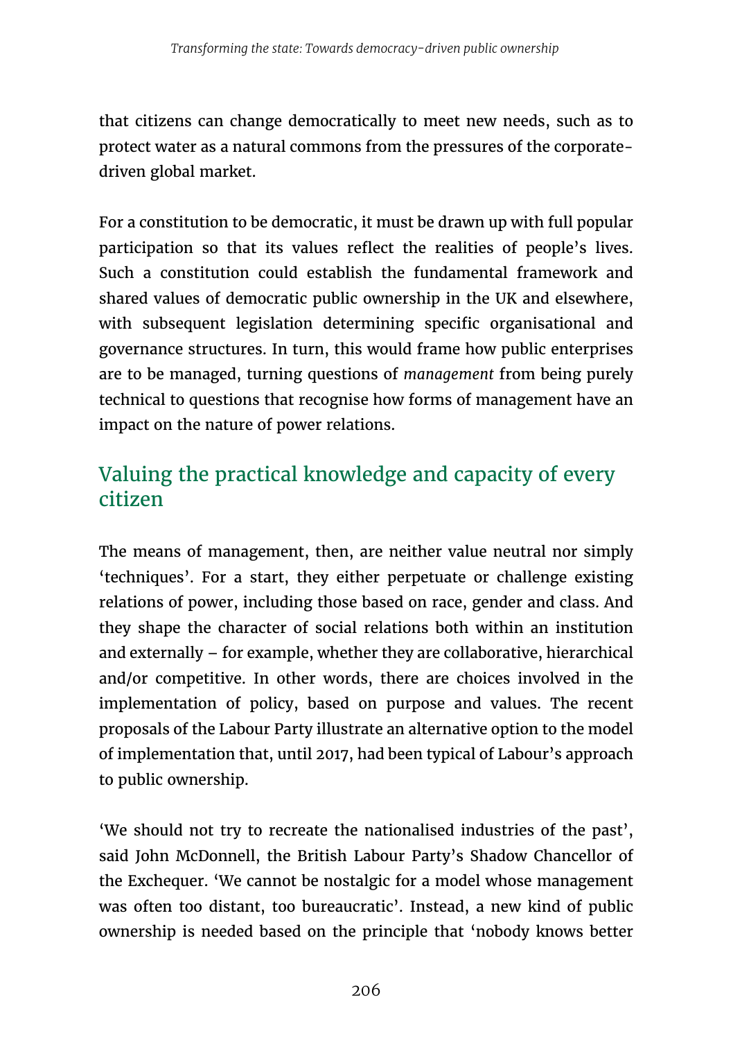that citizens can change democratically to meet new needs, such as to protect water as a natural commons from the pressures of the corporate-driven global market.

For a constitution to be democratic, it must be drawn up with full popular participation so that its values reflect the realities of people's lives. Such a constitution could establish the fundamental framework and shared values of democratic public ownership in the UK and elsewhere, with subsequent legislation determining specific organisational and governance structures. In turn, this would frame how public enterprises are to be managed, turning questions of *management* from being purely technical to questions that recognise how forms of management have an impact on the nature of power relations.

## Valuing the practical knowledge and capacity of every citizen

The means of management, then, are neither value neutral nor simply 'techniques'. For a start, they either perpetuate or challenge existing relations of power, including those based on race, gender and class. And they shape the character of social relations both within an institution and externally – for example, whether they are collaborative, hierarchical and/or competitive. In other words, there are choices involved in the implementation of policy, based on purpose and values. The recent proposals of the Labour Party illustrate an alternative option to the model of implementation that, until 2017, had been typical of Labour's approach to public ownership.

'We should not try to recreate the nationalised industries of the past', said John McDonnell, the British Labour Party's Shadow Chancellor of the Exchequer. 'We cannot be nostalgic for a model whose management was often too distant, too bureaucratic'. Instead, a new kind of public ownership is needed based on the principle that 'nobody knows better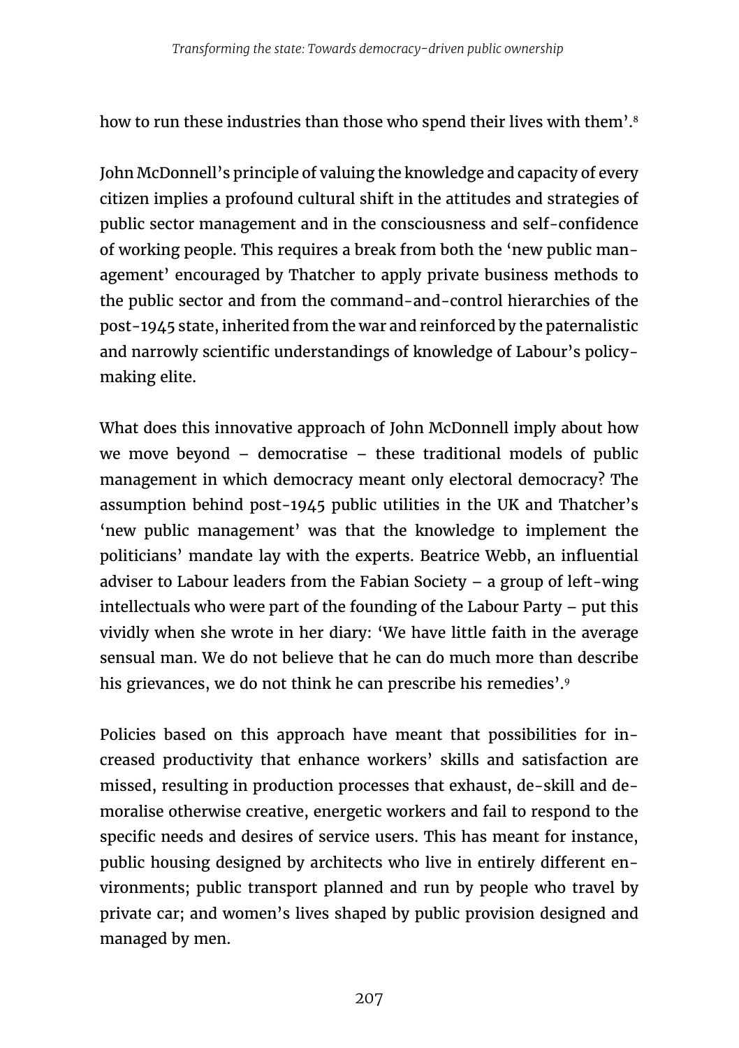how to run these industries than those who spend their lives with them'.[8]

John McDonnell's principle of valuing the knowledge and capacity of every citizen implies a profound cultural shift in the attitudes and strategies of public sector management and in the consciousness and self-confidence of working people. This requires a break from both the 'new public management' encouraged by Thatcher to apply private business methods to the public sector and from the command-and-control hierarchies of the post-1945 state, inherited from the war and reinforced by the paternalistic and narrowly scientific understandings of knowledge of Labour's policy-making elite.

What does this innovative approach of John McDonnell imply about how we move beyond – democratise – these traditional models of public management in which democracy meant only electoral democracy? The assumption behind post-1945 public utilities in the UK and Thatcher's 'new public management' was that the knowledge to implement the politicians' mandate lay with the experts. Beatrice Webb, an influential adviser to Labour leaders from the Fabian Society – a group of left-wing intellectuals who were part of the founding of the Labour Party – put this vividly when she wrote in her diary: 'We have little faith in the average sensual man. We do not believe that he can do much more than describe his grievances, we do not think he can prescribe his remedies'.[9]

Policies based on this approach have meant that possibilities for increased productivity that enhance workers' skills and satisfaction are missed, resulting in production processes that exhaust, de-skill and demoralise otherwise creative, energetic workers and fail to respond to the specific needs and desires of service users. This has meant for instance, public housing designed by architects who live in entirely different environments; public transport planned and run by people who travel by private car; and women's lives shaped by public provision designed and managed by men.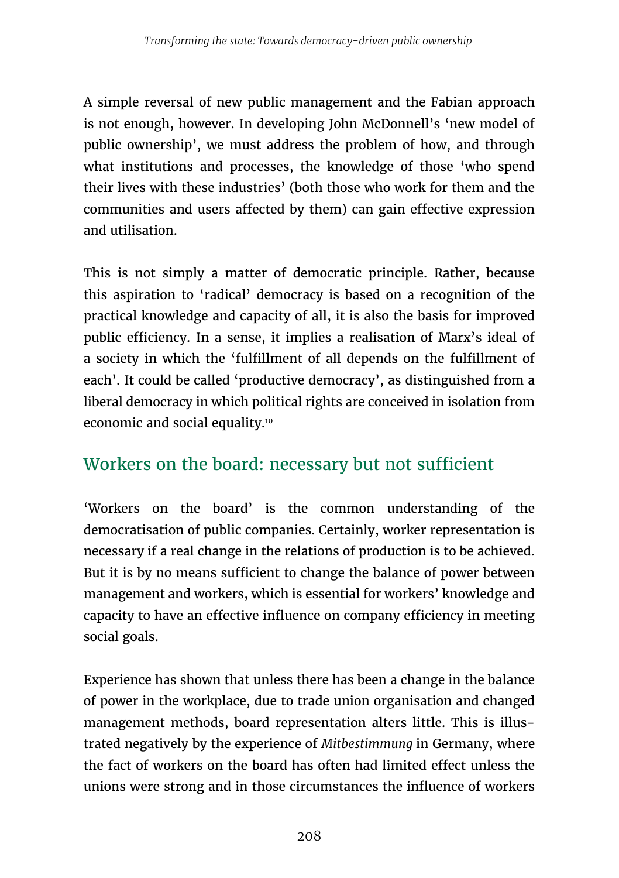A simple reversal of new public management and the Fabian approach is not enough, however. In developing John McDonnell's 'new model of public ownership', we must address the problem of how, and through what institutions and processes, the knowledge of those 'who spend their lives with these industries' (both those who work for them and the communities and users affected by them) can gain effective expression and utilisation.

This is not simply a matter of democratic principle. Rather, because this aspiration to 'radical' democracy is based on a recognition of the practical knowledge and capacity of all, it is also the basis for improved public efficiency. In a sense, it implies a realisation of Marx's ideal of a society in which the 'fulfillment of all depends on the fulfillment of each'. It could be called 'productive democracy', as distinguished from a liberal democracy in which political rights are conceived in isolation from economic and social equality.[10]

## Workers on the board: necessary but not sufficient

'Workers on the board' is the common understanding of the democratisation of public companies. Certainly, worker representation is necessary if a real change in the relations of production is to be achieved. But it is by no means sufficient to change the balance of power between management and workers, which is essential for workers' knowledge and capacity to have an effective influence on company efficiency in meeting social goals.

Experience has shown that unless there has been a change in the balance of power in the workplace, due to trade union organisation and changed management methods, board representation alters little. This is illustrated negatively by the experience of *Mitbestimmung* in Germany, where the fact of workers on the board has often had limited effect unless the unions were strong and in those circumstances the influence of workers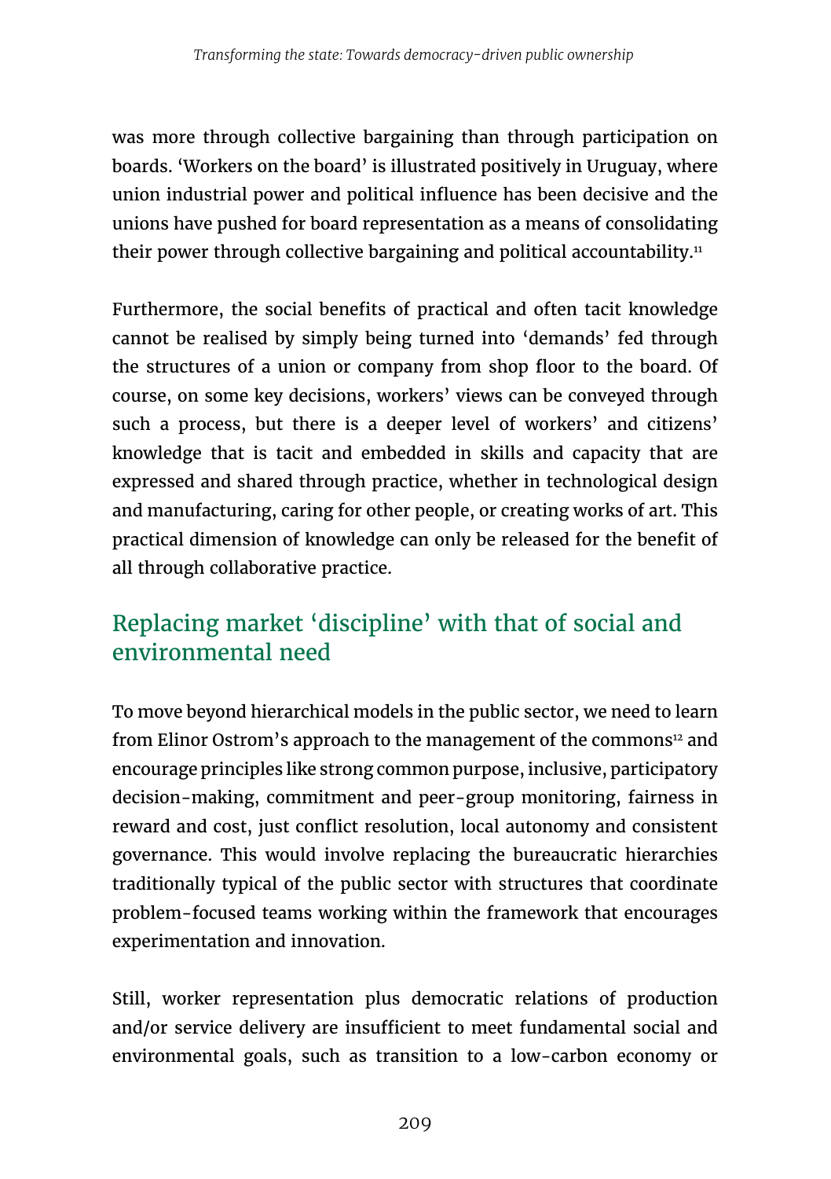was more through collective bargaining than through participation on boards. 'Workers on the board' is illustrated positively in Uruguay, where union industrial power and political influence has been decisive and the unions have pushed for board representation as a means of consolidating their power through collective bargaining and political accountability.[11]

Furthermore, the social benefits of practical and often tacit knowledge cannot be realised by simply being turned into 'demands' fed through the structures of a union or company from shop floor to the board. Of course, on some key decisions, workers' views can be conveyed through such a process, but there is a deeper level of workers' and citizens' knowledge that is tacit and embedded in skills and capacity that are expressed and shared through practice, whether in technological design and manufacturing, caring for other people, or creating works of art. This practical dimension of knowledge can only be released for the benefit of all through collaborative practice.

## Replacing market 'discipline' with that of social and environmental need

To move beyond hierarchical models in the public sector, we need to learn from Elinor Ostrom's approach to the management of the commons[12] and encourage principles like strong common purpose, inclusive, participatory decision-making, commitment and peer-group monitoring, fairness in reward and cost, just conflict resolution, local autonomy and consistent governance. This would involve replacing the bureaucratic hierarchies traditionally typical of the public sector with structures that coordinate problem-focused teams working within the framework that encourages experimentation and innovation.

Still, worker representation plus democratic relations of production and/or service delivery are insufficient to meet fundamental social and environmental goals, such as transition to a low-carbon economy or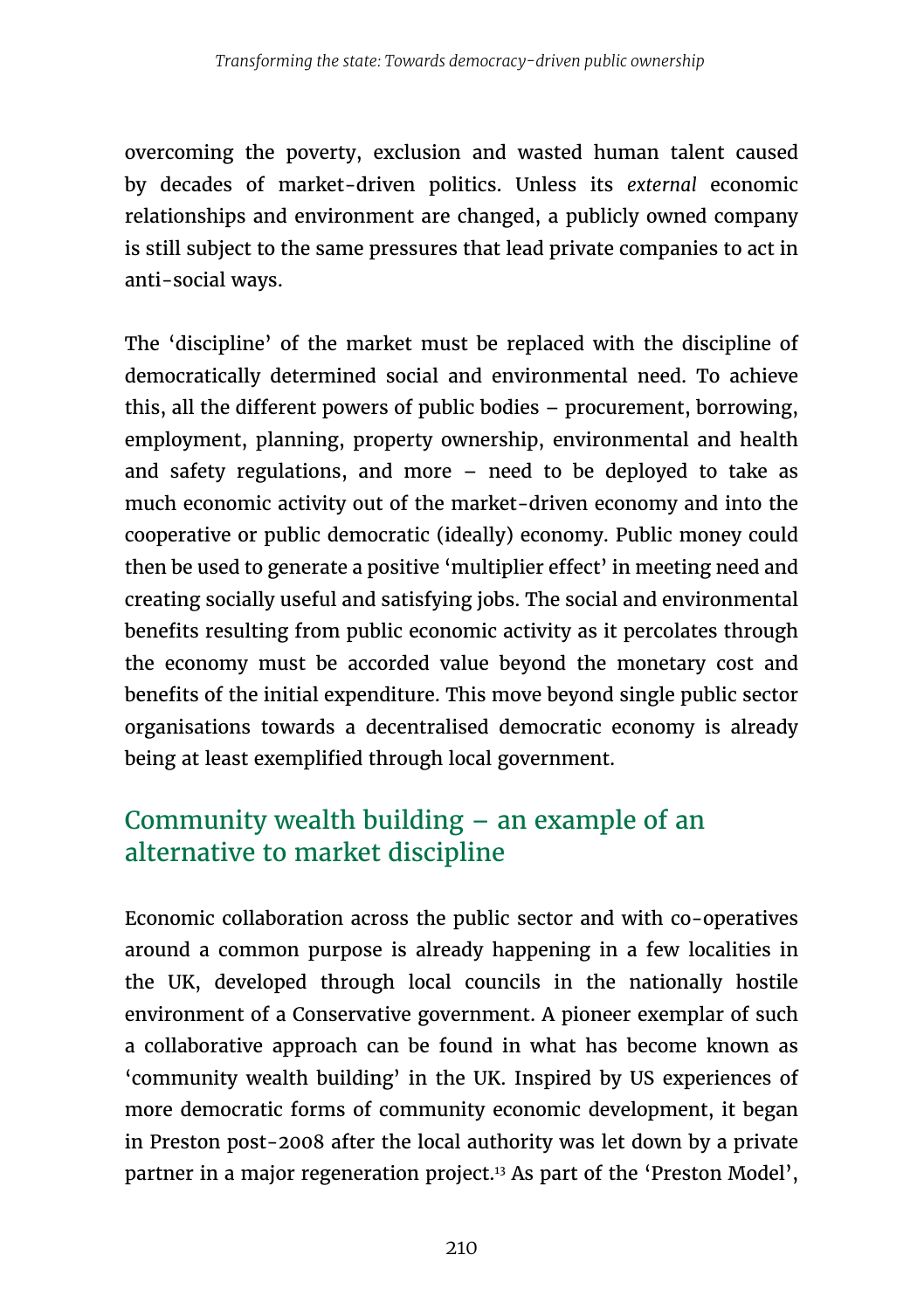overcoming the poverty, exclusion and wasted human talent caused by decades of market-driven politics. Unless its *external* economic relationships and environment are changed, a publicly owned company is still subject to the same pressures that lead private companies to act in anti-social ways.

The 'discipline' of the market must be replaced with the discipline of democratically determined social and environmental need. To achieve this, all the different powers of public bodies – procurement, borrowing, employment, planning, property ownership, environmental and health and safety regulations, and more – need to be deployed to take as much economic activity out of the market-driven economy and into the cooperative or public democratic (ideally) economy. Public money could then be used to generate a positive 'multiplier effect' in meeting need and creating socially useful and satisfying jobs. The social and environmental benefits resulting from public economic activity as it percolates through the economy must be accorded value beyond the monetary cost and benefits of the initial expenditure. This move beyond single public sector organisations towards a decentralised democratic economy is already being at least exemplified through local government.

## Community wealth building – an example of an alternative to market discipline

Economic collaboration across the public sector and with co-operatives around a common purpose is already happening in a few localities in the UK, developed through local councils in the nationally hostile environment of a Conservative government. A pioneer exemplar of such a collaborative approach can be found in what has become known as 'community wealth building' in the UK. Inspired by US experiences of more democratic forms of community economic development, it began in Preston post-2008 after the local authority was let down by a private partner in a major regeneration project.[13] As part of the 'Preston Model',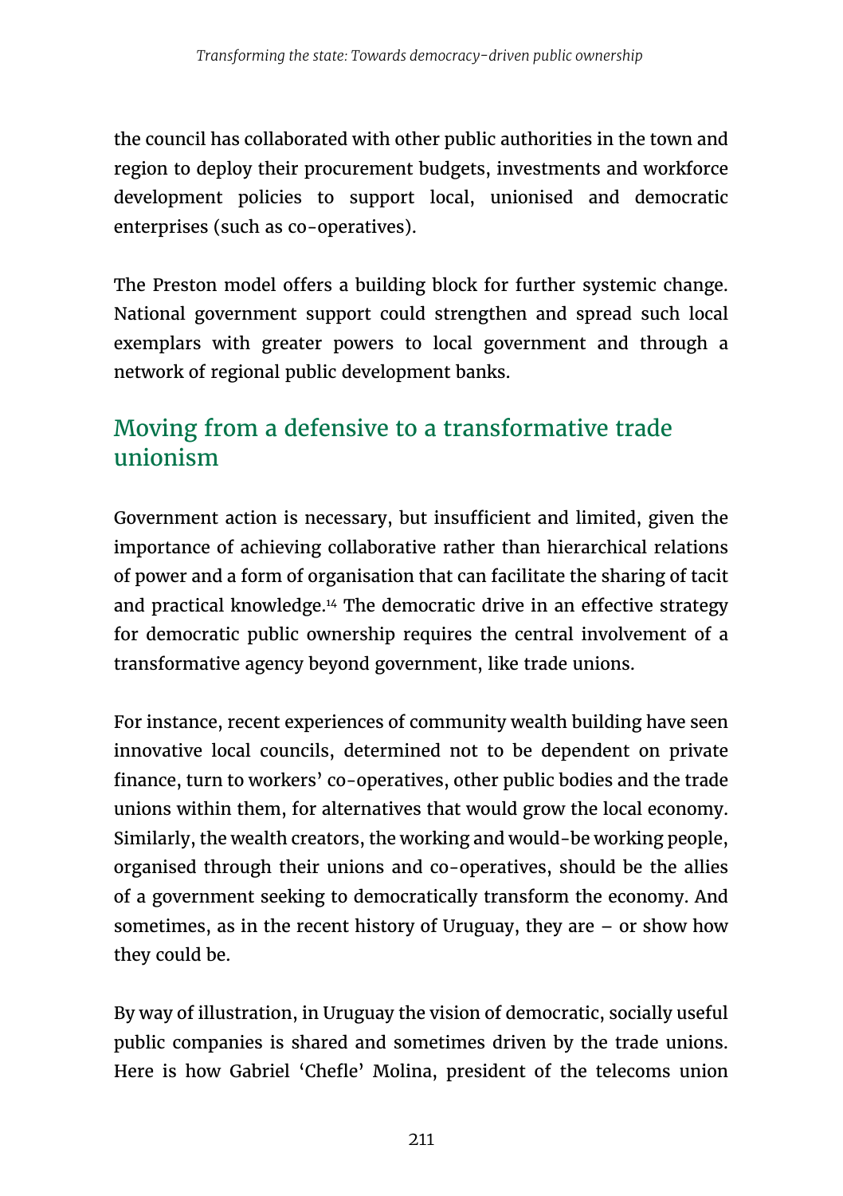the council has collaborated with other public authorities in the town and region to deploy their procurement budgets, investments and workforce development policies to support local, unionised and democratic enterprises (such as co-operatives).

The Preston model offers a building block for further systemic change. National government support could strengthen and spread such local exemplars with greater powers to local government and through a network of regional public development banks.

## Moving from a defensive to a transformative trade unionism

Government action is necessary, but insufficient and limited, given the importance of achieving collaborative rather than hierarchical relations of power and a form of organisation that can facilitate the sharing of tacit and practical knowledge.[14] The democratic drive in an effective strategy for democratic public ownership requires the central involvement of a transformative agency beyond government, like trade unions.

For instance, recent experiences of community wealth building have seen innovative local councils, determined not to be dependent on private finance, turn to workers' co-operatives, other public bodies and the trade unions within them, for alternatives that would grow the local economy. Similarly, the wealth creators, the working and would-be working people, organised through their unions and co-operatives, should be the allies of a government seeking to democratically transform the economy. And sometimes, as in the recent history of Uruguay, they are – or show how they could be.

By way of illustration, in Uruguay the vision of democratic, socially useful public companies is shared and sometimes driven by the trade unions. Here is how Gabriel 'Chefle' Molina, president of the telecoms union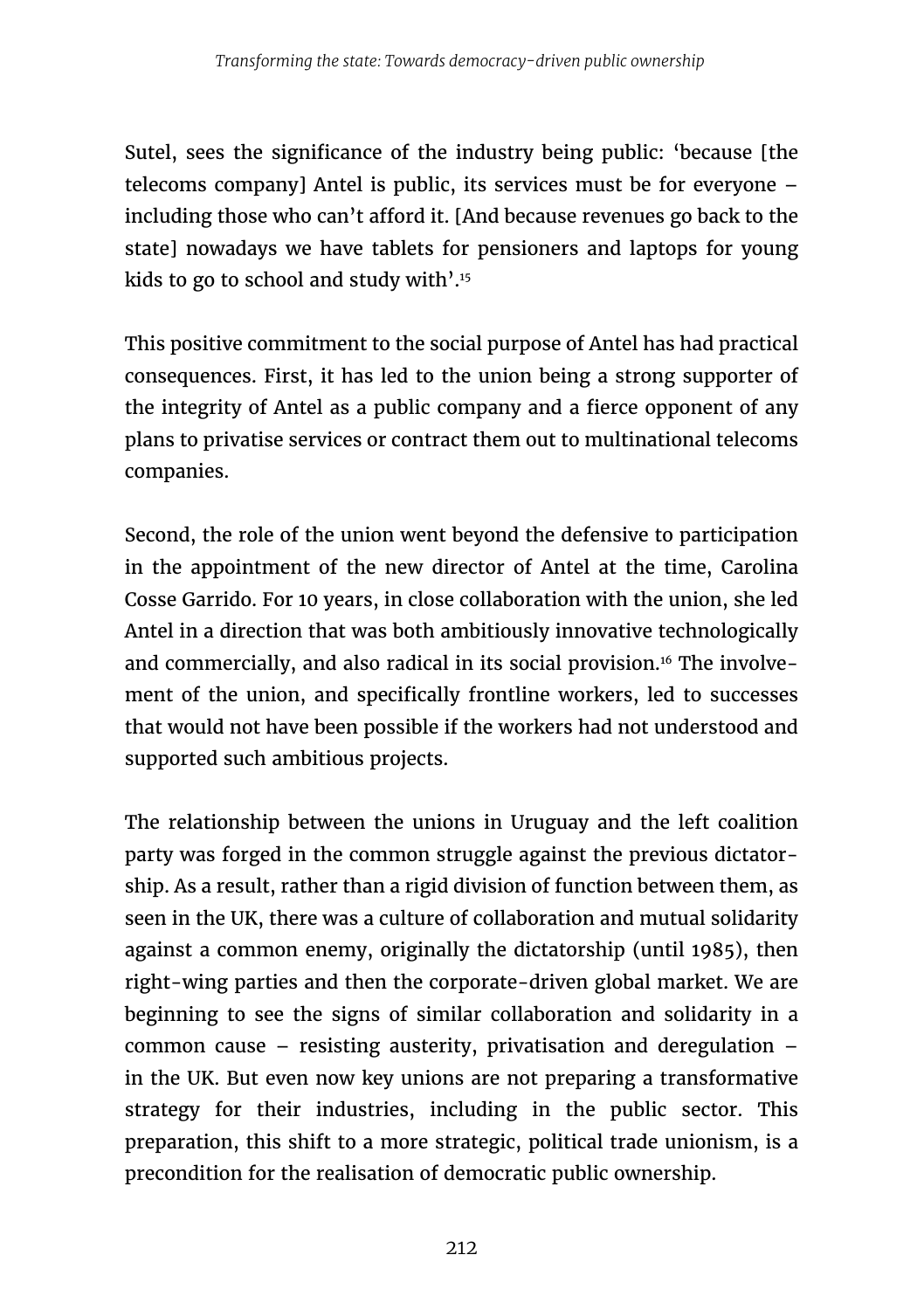Sutel, sees the significance of the industry being public: 'because [the telecoms company] Antel is public, its services must be for everyone – including those who can't afford it. [And because revenues go back to the state] nowadays we have tablets for pensioners and laptops for young kids to go to school and study with'.[15]

This positive commitment to the social purpose of Antel has had practical consequences. First, it has led to the union being a strong supporter of the integrity of Antel as a public company and a fierce opponent of any plans to privatise services or contract them out to multinational telecoms companies.

Second, the role of the union went beyond the defensive to participation in the appointment of the new director of Antel at the time, Carolina Cosse Garrido. For 10 years, in close collaboration with the union, she led Antel in a direction that was both ambitiously innovative technologically and commercially, and also radical in its social provision.[16] The involvement of the union, and specifically frontline workers, led to successes that would not have been possible if the workers had not understood and supported such ambitious projects.

The relationship between the unions in Uruguay and the left coalition party was forged in the common struggle against the previous dictatorship. As a result, rather than a rigid division of function between them, as seen in the UK, there was a culture of collaboration and mutual solidarity against a common enemy, originally the dictatorship (until 1985), then right-wing parties and then the corporate-driven global market. We are beginning to see the signs of similar collaboration and solidarity in a common cause – resisting austerity, privatisation and deregulation – in the UK. But even now key unions are not preparing a transformative strategy for their industries, including in the public sector. This preparation, this shift to a more strategic, political trade unionism, is a precondition for the realisation of democratic public ownership.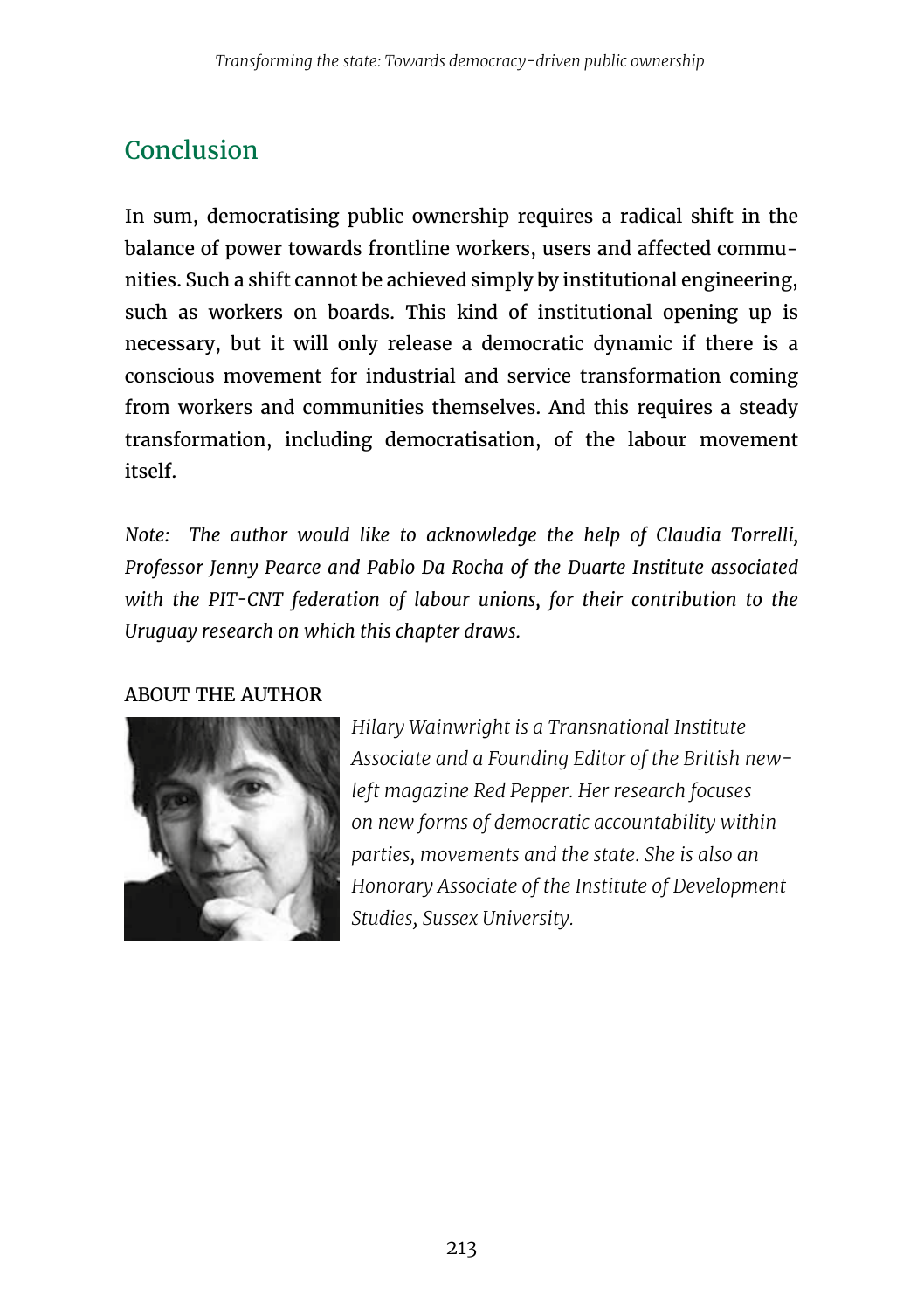## Conclusion

In sum, democratising public ownership requires a radical shift in the balance of power towards frontline workers, users and affected communities. Such a shift cannot be achieved simply by institutional engineering, such as workers on boards. This kind of institutional opening up is necessary, but it will only release a democratic dynamic if there is a conscious movement for industrial and service transformation coming from workers and communities themselves. And this requires a steady transformation, including democratisation, of the labour movement itself.

*Note: The author would like to acknowledge the help of Claudia Torrelli, Professor Jenny Pearce and Pablo Da Rocha of the Duarte Institute associated with the PIT-CNT federation of labour unions, for their contribution to the Uruguay research on which this chapter draws.*

ABOUT THE AUTHOR

*Hilary Wainwright is a Transnational Institute Associate and a Founding Editor of the British new-left magazine Red Pepper. Her research focuses on new forms of democratic accountability within parties, movements and the state. She is also an Honorary Associate of the Institute of Development Studies, Sussex University.*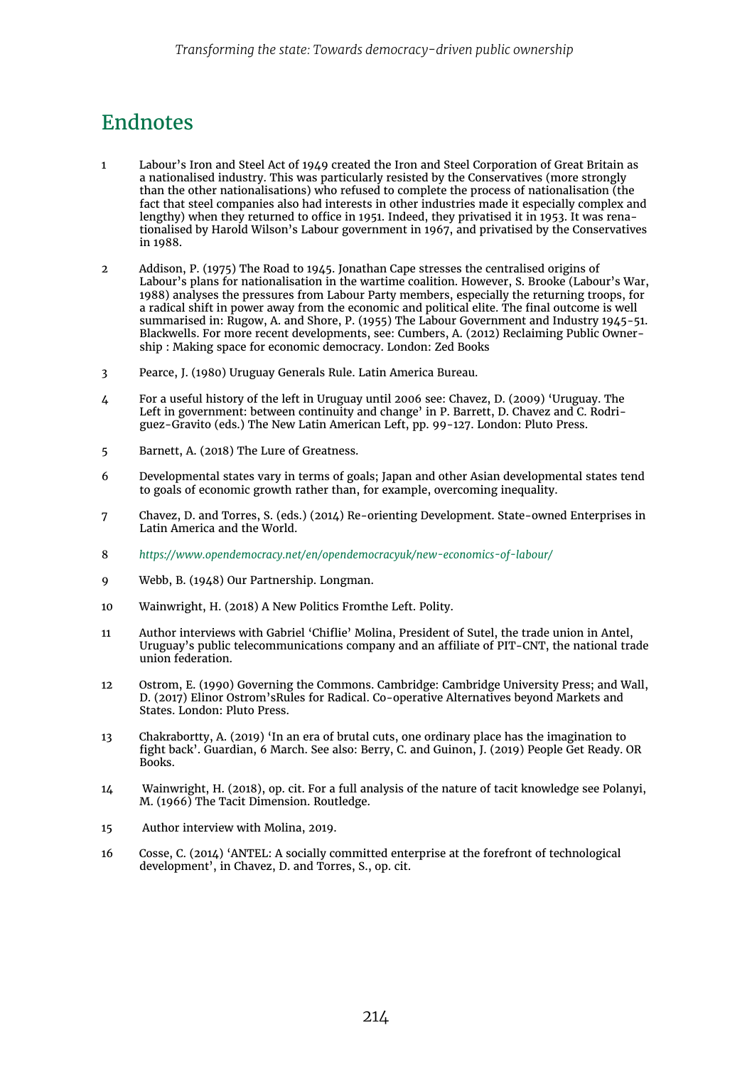# Endnotes

1 Labour's Iron and Steel Act of 1949 created the Iron and Steel Corporation of Great Britain as a nationalised industry. This was particularly resisted by the Conservatives (more strongly than the other nationalisations) who refused to complete the process of nationalisation (the fact that steel companies also had interests in other industries made it especially complex and lengthy) when they returned to office in 1951. Indeed, they privatised it in 1953. It was renationalised by Harold Wilson's Labour government in 1967, and privatised by the Conservatives in 1988.

2 Addison, P. (1975) The Road to 1945. Jonathan Cape stresses the centralised origins of Labour's plans for nationalisation in the wartime coalition. However, S. Brooke (Labour's War, 1988) analyses the pressures from Labour Party members, especially the returning troops, for a radical shift in power away from the economic and political elite. The final outcome is well summarised in: Rugow, A. and Shore, P. (1955) The Labour Government and Industry 1945-51. Blackwells. For more recent developments, see: Cumbers, A. (2012) Reclaiming Public Ownership : Making space for economic democracy. London: Zed Books

3 Pearce, J. (1980) Uruguay Generals Rule. Latin America Bureau.

4 For a useful history of the left in Uruguay until 2006 see: Chavez, D. (2009) 'Uruguay. The Left in government: between continuity and change' in P. Barrett, D. Chavez and C. Rodriguez-Gravito (eds.) The New Latin American Left, pp. 99-127. London: Pluto Press.

5 Barnett, A. (2018) The Lure of Greatness.

6 Developmental states vary in terms of goals; Japan and other Asian developmental states tend to goals of economic growth rather than, for example, overcoming inequality.

7 Chavez, D. and Torres, S. (eds.) (2014) Re-orienting Development. State-owned Enterprises in Latin America and the World.

8 *https://www.opendemocracy.net/en/opendemocracyuk/new-economics-of-labour/*

9 Webb, B. (1948) Our Partnership. Longman.

10 Wainwright, H. (2018) A New Politics Fromthe Left. Polity.

11 Author interviews with Gabriel 'Chiflie' Molina, President of Sutel, the trade union in Antel, Uruguay's public telecommunications company and an affiliate of PIT-CNT, the national trade union federation.

12 Ostrom, E. (1990) Governing the Commons. Cambridge: Cambridge University Press; and Wall, D. (2017) Elinor Ostrom'sRules for Radical. Co-operative Alternatives beyond Markets and States. London: Pluto Press.

13 Chakrabortty, A. (2019) 'In an era of brutal cuts, one ordinary place has the imagination to fight back'. Guardian, 6 March. See also: Berry, C. and Guinon, J. (2019) People Get Ready. OR Books.

14 Wainwright, H. (2018), op. cit. For a full analysis of the nature of tacit knowledge see Polanyi, M. (1966) The Tacit Dimension. Routledge.

15 Author interview with Molina, 2019.

16 Cosse, C. (2014) 'ANTEL: A socially committed enterprise at the forefront of technological development', in Chavez, D. and Torres, S., op. cit.